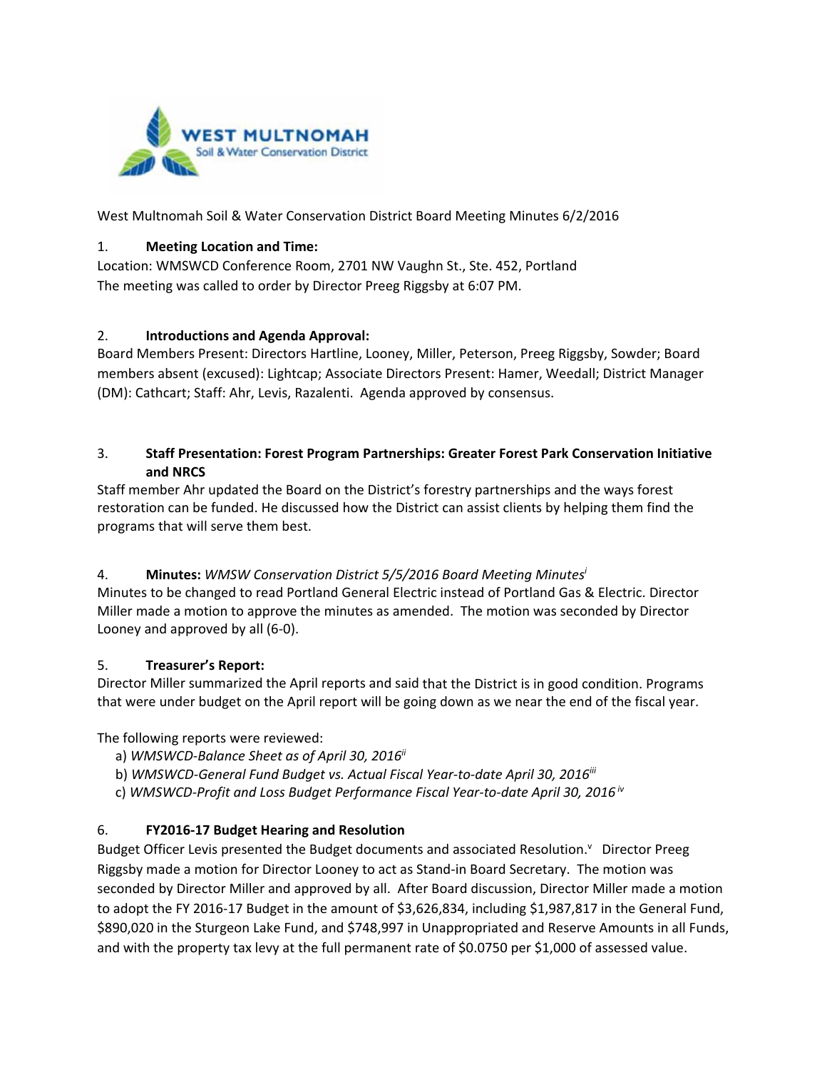West Multnomah Soil & Water Conservation District Board Meeting Minutes 6/2/2016

1. **Meeting Location and Time:**

Location: WMSWCD Conference Room, 2701 NW Vaughn St., Ste. 452, Portland
The meeting was called to order by Director Preeg Riggsby at 6:07 PM.

2. **Introductions and Agenda Approval:**

Board Members Present: Directors Hartline, Looney, Miller, Peterson, Preeg Riggsby, Sowder; Board members absent (excused): Lightcap; Associate Directors Present: Hamer, Weedall; District Manager (DM): Cathcart; Staff: Ahr, Levis, Razalenti. Agenda approved by consensus.

3. **Staff Presentation: Forest Program Partnerships: Greater Forest Park Conservation Initiative and NRCS**

Staff member Ahr updated the Board on the District's forestry partnerships and the ways forest restoration can be funded. He discussed how the District can assist clients by helping them find the programs that will serve them best.

4. **Minutes:** *WMSW Conservation District 5/5/2016 Board Meeting Minutes*[i]

Minutes to be changed to read Portland General Electric instead of Portland Gas & Electric. Director Miller made a motion to approve the minutes as amended. The motion was seconded by Director Looney and approved by all (6-0).

5. **Treasurer's Report:**

Director Miller summarized the April reports and said that the District is in good condition. Programs that were under budget on the April report will be going down as we near the end of the fiscal year.

The following reports were reviewed:

a) *WMSWCD-Balance Sheet as of April 30, 2016*[ii]
b) *WMSWCD-General Fund Budget vs. Actual Fiscal Year-to-date April 30, 2016*[iii]
c) *WMSWCD-Profit and Loss Budget Performance Fiscal Year-to-date April 30, 2016*[iv]

6. **FY2016-17 Budget Hearing and Resolution**

Budget Officer Levis presented the Budget documents and associated Resolution.[v] Director Preeg Riggsby made a motion for Director Looney to act as Stand-in Board Secretary. The motion was seconded by Director Miller and approved by all. After Board discussion, Director Miller made a motion to adopt the FY 2016-17 Budget in the amount of $3,626,834, including $1,987,817 in the General Fund, $890,020 in the Sturgeon Lake Fund, and $748,997 in Unappropriated and Reserve Amounts in all Funds, and with the property tax levy at the full permanent rate of $0.0750 per $1,000 of assessed value.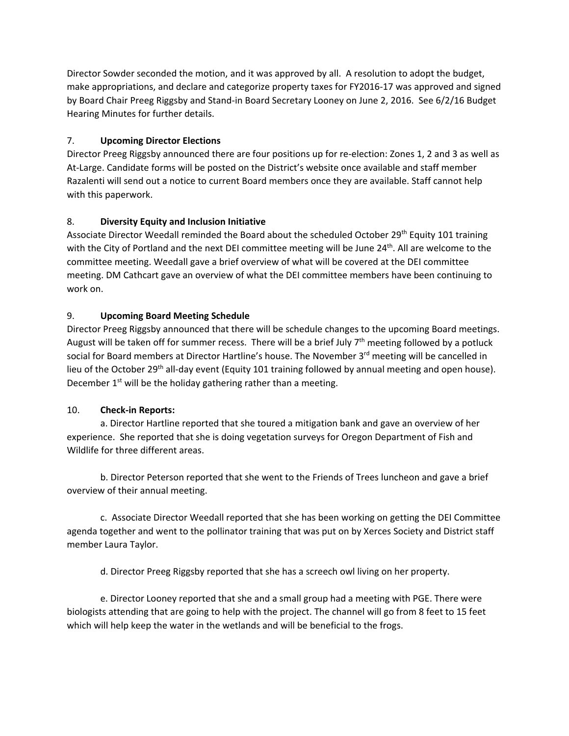Director Sowder seconded the motion, and it was approved by all. A resolution to adopt the budget, make appropriations, and declare and categorize property taxes for FY2016-17 was approved and signed by Board Chair Preeg Riggsby and Stand-in Board Secretary Looney on June 2, 2016. See 6/2/16 Budget Hearing Minutes for further details.

7. **Upcoming Director Elections**

Director Preeg Riggsby announced there are four positions up for re-election: Zones 1, 2 and 3 as well as At-Large. Candidate forms will be posted on the District's website once available and staff member Razalenti will send out a notice to current Board members once they are available. Staff cannot help with this paperwork.

8. **Diversity Equity and Inclusion Initiative**

Associate Director Weedall reminded the Board about the scheduled October 29th Equity 101 training with the City of Portland and the next DEI committee meeting will be June 24th. All are welcome to the committee meeting. Weedall gave a brief overview of what will be covered at the DEI committee meeting. DM Cathcart gave an overview of what the DEI committee members have been continuing to work on.

9. **Upcoming Board Meeting Schedule**

Director Preeg Riggsby announced that there will be schedule changes to the upcoming Board meetings. August will be taken off for summer recess. There will be a brief July 7th meeting followed by a potluck social for Board members at Director Hartline's house. The November 3rd meeting will be cancelled in lieu of the October 29th all-day event (Equity 101 training followed by annual meeting and open house). December 1st will be the holiday gathering rather than a meeting.

10. **Check-in Reports:**

a. Director Hartline reported that she toured a mitigation bank and gave an overview of her experience. She reported that she is doing vegetation surveys for Oregon Department of Fish and Wildlife for three different areas.

b. Director Peterson reported that she went to the Friends of Trees luncheon and gave a brief overview of their annual meeting.

c. Associate Director Weedall reported that she has been working on getting the DEI Committee agenda together and went to the pollinator training that was put on by Xerces Society and District staff member Laura Taylor.

d. Director Preeg Riggsby reported that she has a screech owl living on her property.

e. Director Looney reported that she and a small group had a meeting with PGE. There were biologists attending that are going to help with the project. The channel will go from 8 feet to 15 feet which will help keep the water in the wetlands and will be beneficial to the frogs.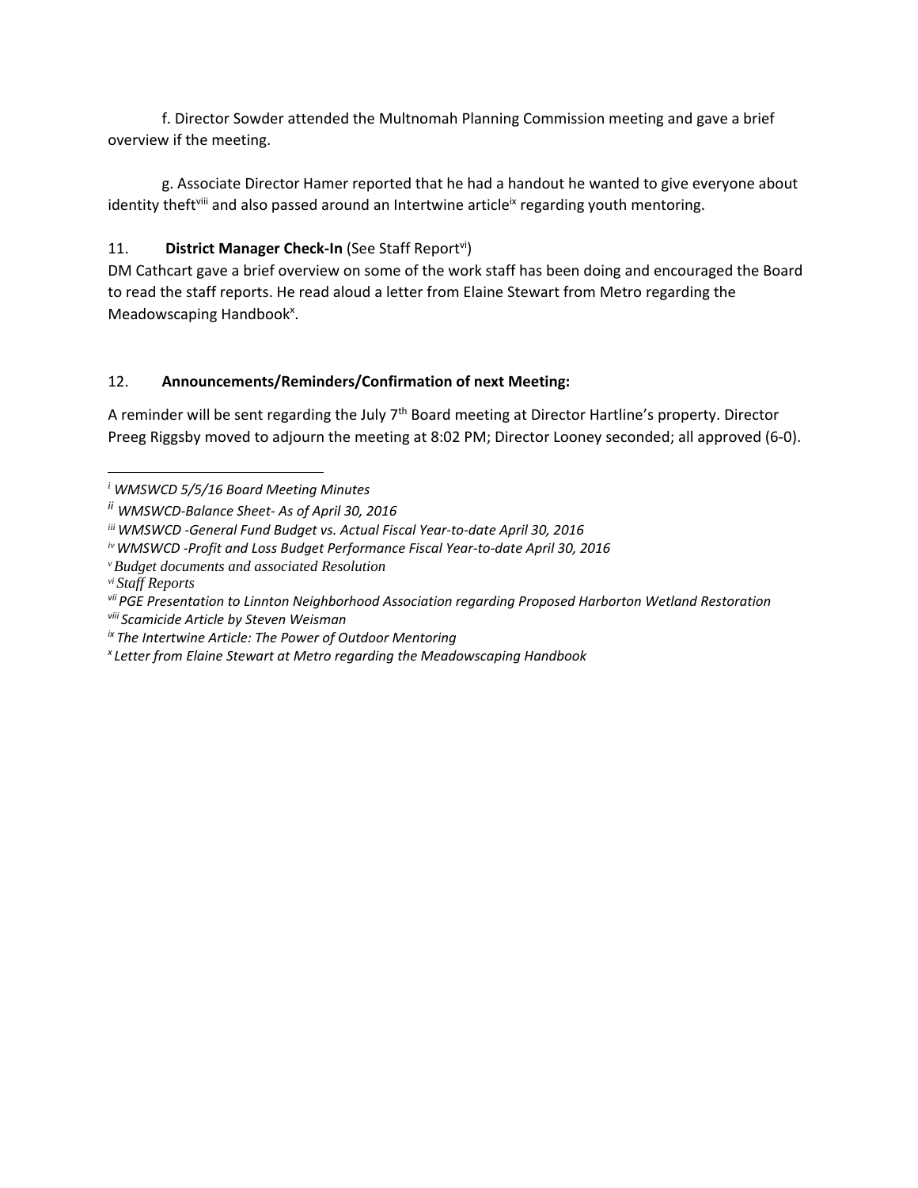f. Director Sowder attended the Multnomah Planning Commission meeting and gave a brief overview if the meeting.

g. Associate Director Hamer reported that he had a handout he wanted to give everyone about identity theft[viii] and also passed around an Intertwine article[ix] regarding youth mentoring.

11. **District Manager Check-In** (See Staff Report[vi])

DM Cathcart gave a brief overview on some of the work staff has been doing and encouraged the Board to read the staff reports. He read aloud a letter from Elaine Stewart from Metro regarding the Meadowscaping Handbook[x].

12. **Announcements/Reminders/Confirmation of next Meeting:**

A reminder will be sent regarding the July 7th Board meeting at Director Hartline's property. Director Preeg Riggsby moved to adjourn the meeting at 8:02 PM; Director Looney seconded; all approved (6-0).

---

[i] *WMSWCD 5/5/16 Board Meeting Minutes*

[ii] *WMSWCD-Balance Sheet- As of April 30, 2016*

[iii] *WMSWCD -General Fund Budget vs. Actual Fiscal Year-to-date April 30, 2016*

[iv] *WMSWCD -Profit and Loss Budget Performance Fiscal Year-to-date April 30, 2016*

[v] *Budget documents and associated Resolution*

[vi] *Staff Reports*

[vii] *PGE Presentation to Linnton Neighborhood Association regarding Proposed Harborton Wetland Restoration*

[viii] *Scamicide Article by Steven Weisman*

[ix] *The Intertwine Article: The Power of Outdoor Mentoring*

[x] *Letter from Elaine Stewart at Metro regarding the Meadowscaping Handbook*